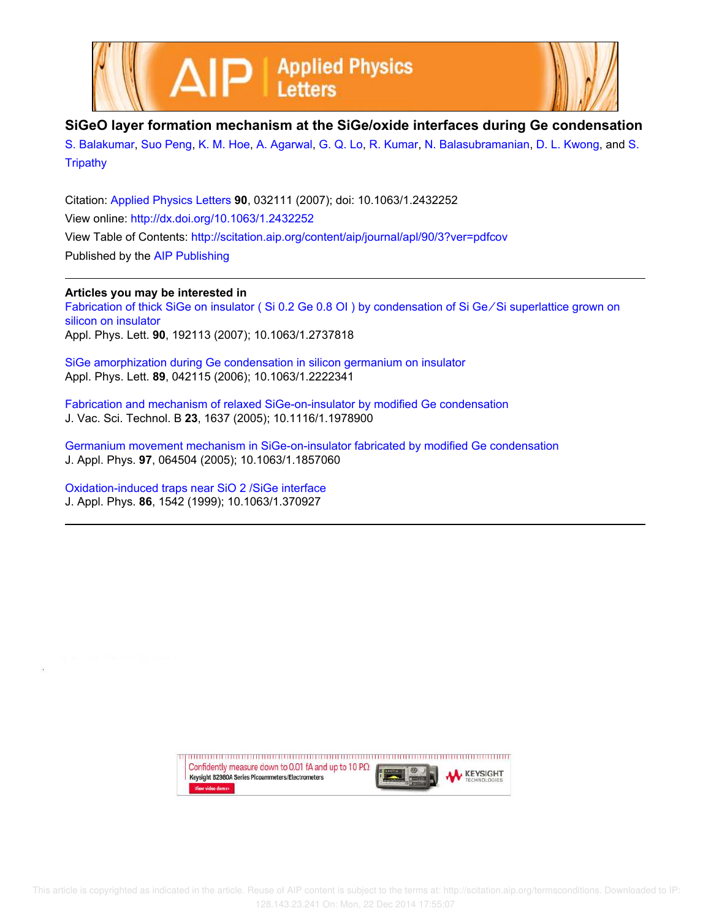# SiGeO layer formation mechanism at the SiGe/oxide interfaces during Ge condensation

S. Balakumar, Suo Peng, K. M. Hoe, A. Agarwal, G. Q. Lo, R. Kumar, N. Balasubramanian, D. L. Kwong, and S. Tripathy

Citation: Applied Physics Letters **90**, 032111 (2007); doi: 10.1063/1.2432252

View online: http://dx.doi.org/10.1063/1.2432252

View Table of Contents: http://scitation.aip.org/content/aip/journal/apl/90/3?ver=pdfcov

Published by the AIP Publishing

---

**Articles you may be interested in**

Fabrication of thick SiGe on insulator ( Si 0.2 Ge 0.8 OI ) by condensation of Si Ge ∕ Si superlattice grown on silicon on insulator
Appl. Phys. Lett. **90**, 192113 (2007); 10.1063/1.2737818

SiGe amorphization during Ge condensation in silicon germanium on insulator
Appl. Phys. Lett. **89**, 042115 (2006); 10.1063/1.2222341

Fabrication and mechanism of relaxed SiGe-on-insulator by modified Ge condensation
J. Vac. Sci. Technol. B **23**, 1637 (2005); 10.1116/1.1978900

Germanium movement mechanism in SiGe-on-insulator fabricated by modified Ge condensation
J. Appl. Phys. **97**, 064504 (2005); 10.1063/1.1857060

Oxidation-induced traps near SiO 2 /SiGe interface
J. Appl. Phys. **86**, 1542 (1999); 10.1063/1.370927

---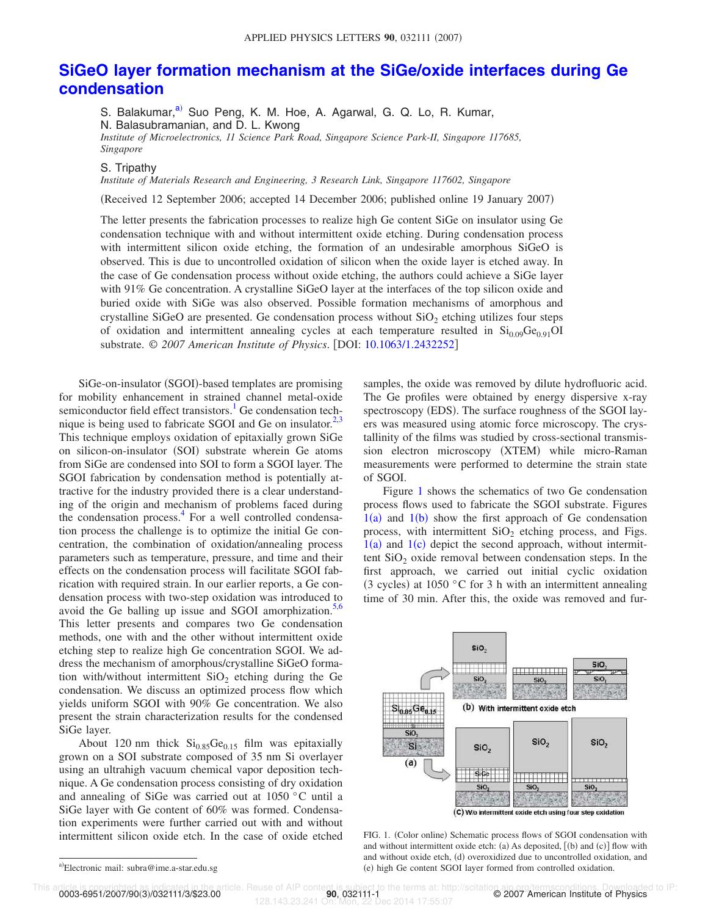# SiGeO layer formation mechanism at the SiGe/oxide interfaces during Ge condensation

S. Balakumar,[a] Suo Peng, K. M. Hoe, A. Agarwal, G. Q. Lo, R. Kumar, N. Balasubramanian, and D. L. Kwong

*Institute of Microelectronics, 11 Science Park Road, Singapore Science Park-II, Singapore 117685, Singapore*

S. Tripathy

*Institute of Materials Research and Engineering, 3 Research Link, Singapore 117602, Singapore*

(Received 12 September 2006; accepted 14 December 2006; published online 19 January 2007)

The letter presents the fabrication processes to realize high Ge content SiGe on insulator using Ge condensation technique with and without intermittent oxide etching. During condensation process with intermittent silicon oxide etching, the formation of an undesirable amorphous SiGeO is observed. This is due to uncontrolled oxidation of silicon when the oxide layer is etched away. In the case of Ge condensation process without oxide etching, the authors could achieve a SiGe layer with 91% Ge concentration. A crystalline SiGeO layer at the interfaces of the top silicon oxide and buried oxide with SiGe was also observed. Possible formation mechanisms of amorphous and crystalline SiGeO are presented. Ge condensation process without $SiO_2$ etching utilizes four steps of oxidation and intermittent annealing cycles at each temperature resulted in $Si_{0.09}Ge_{0.91}OI$ substrate. © *2007 American Institute of Physics*. [DOI: 10.1063/1.2432252]

SiGe-on-insulator (SGOI)-based templates are promising for mobility enhancement in strained channel metal-oxide semiconductor field effect transistors.[1] Ge condensation technique is being used to fabricate SGOI and Ge on insulator.[2,3] This technique employs oxidation of epitaxially grown SiGe on silicon-on-insulator (SOI) substrate wherein Ge atoms from SiGe are condensed into SOI to form a SGOI layer. The SGOI fabrication by condensation method is potentially attractive for the industry provided there is a clear understanding of the origin and mechanism of problems faced during the condensation process.[4] For a well controlled condensation process the challenge is to optimize the initial Ge concentration, the combination of oxidation/annealing process parameters such as temperature, pressure, and time and their effects on the condensation process will facilitate SGOI fabrication with required strain. In our earlier reports, a Ge condensation process with two-step oxidation was introduced to avoid the Ge balling up issue and SGOI amorphization.[5,6] This letter presents and compares two Ge condensation methods, one with and the other without intermittent oxide etching step to realize high Ge concentration SGOI. We address the mechanism of amorphous/crystalline SiGeO formation with/without intermittent $SiO_2$ etching during the Ge condensation. We discuss an optimized process flow which yields uniform SGOI with 90% Ge concentration. We also present the strain characterization results for the condensed SiGe layer.

About 120 nm thick $Si_{0.85}Ge_{0.15}$ film was epitaxially grown on a SOI substrate composed of 35 nm Si overlayer using an ultrahigh vacuum chemical vapor deposition technique. A Ge condensation process consisting of dry oxidation and annealing of SiGe was carried out at 1050 °C until a SiGe layer with Ge content of 60% was formed. Condensation experiments were further carried out with and without intermittent silicon oxide etch. In the case of oxide etched samples, the oxide was removed by dilute hydrofluoric acid. The Ge profiles were obtained by energy dispersive x-ray spectroscopy (EDS). The surface roughness of the SGOI layers was measured using atomic force microscopy. The crystallinity of the films was studied by cross-sectional transmission electron microscopy (XTEM) while micro-Raman measurements were performed to determine the strain state of SGOI.

Figure 1 shows the schematics of two Ge condensation process flows used to fabricate the SGOI substrate. Figures 1(a) and 1(b) show the first approach of Ge condensation process, with intermittent $SiO_2$ etching process, and Figs. 1(a) and 1(c) depict the second approach, without intermittent $SiO_2$ oxide removal between condensation steps. In the first approach, we carried out initial cyclic oxidation (3 cycles) at 1050 °C for 3 h with an intermittent annealing time of 30 min. After this, the oxide was removed and fur-

FIG. 1. (Color online) Schematic process flows of SGOI condensation with and without intermittent oxide etch: (a) As deposited, [(b) and (c)] flow with and without oxide etch, (d) overoxidized due to uncontrolled oxidation, and (e) high Ge content SGOI layer formed from controlled oxidation.

[a]Electronic mail: subra@ime.a-star.edu.sg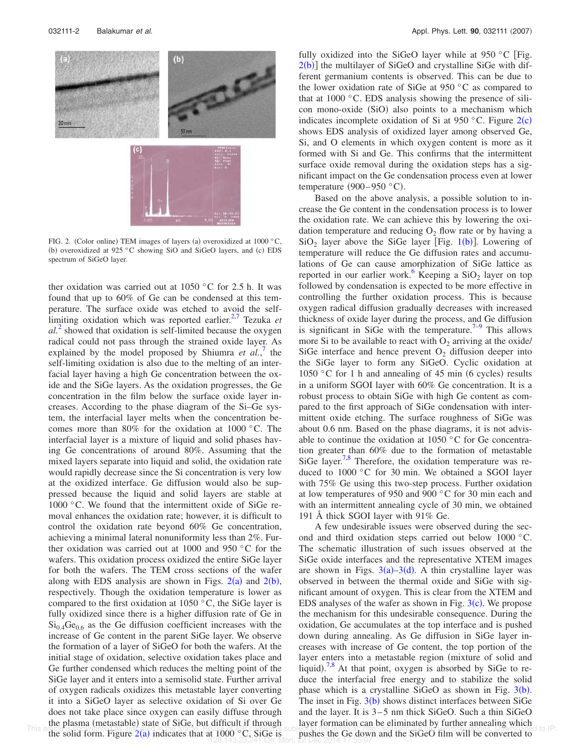FIG. 2. (Color online) TEM images of layers (a) overoxidized at 1000 °C, (b) overoxidized at 925 °C showing SiO and SiGeO layers, and (c) EDS spectrum of SiGeO layer.

ther oxidation was carried out at 1050 °C for 2.5 h. It was found that up to 60% of Ge can be condensed at this temperature. The surface oxide was etched to avoid the self-limiting oxidation which was reported earlier.[2,7] Tezuka *et al.*[2] showed that oxidation is self-limited because the oxygen radical could not pass through the strained oxide layer. As explained by the model proposed by Shiumra *et al.*,[7] the self-limiting oxidation is also due to the melting of an interfacial layer having a high Ge concentration between the oxide and the SiGe layers. As the oxidation progresses, the Ge concentration in the film below the surface oxide layer increases. According to the phase diagram of the Si–Ge system, the interfacial layer melts when the concentration becomes more than 80% for the oxidation at 1000 °C. The interfacial layer is a mixture of liquid and solid phases having Ge concentrations of around 80%. Assuming that the mixed layers separate into liquid and solid, the oxidation rate would rapidly decrease since the Si concentration is very low at the oxidized interface. Ge diffusion would also be suppressed because the liquid and solid layers are stable at 1000 °C. We found that the intermittent oxide of SiGe removal enhances the oxidation rate; however, it is difficult to control the oxidation rate beyond 60% Ge concentration, achieving a minimal lateral nonuniformity less than 2%. Further oxidation was carried out at 1000 and 950 °C for the wafers. This oxidation process oxidized the entire SiGe layer for both the wafers. The TEM cross sections of the wafer along with EDS analysis are shown in Figs. 2(a) and 2(b), respectively. Though the oxidation temperature is lower as compared to the first oxidation at 1050 °C, the SiGe layer is fully oxidized since there is a higher diffusion rate of Ge in $Si_{0.4}Ge_{0.6}$ as the Ge diffusion coefficient increases with the increase of Ge content in the parent SiGe layer. We observe the formation of a layer of SiGeO for both the wafers. At the initial stage of oxidation, selective oxidation takes place and Ge further condensed which reduces the melting point of the SiGe layer and it enters into a semisolid state. Further arrival of oxygen radicals oxidizes this metastable layer converting it into a SiGeO layer as selective oxidation of Si over Ge does not take place since oxygen can easily diffuse through the plasma (metastable) state of SiGe, but difficult if through the solid form. Figure 2(a) indicates that at 1000 °C, SiGe is fully oxidized into the SiGeO layer while at 950 °C [Fig. 2(b)] the multilayer of SiGeO and crystalline SiGe with different germanium contents is observed. This can be due to the lower oxidation rate of SiGe at 950 °C as compared to that at 1000 °C. EDS analysis showing the presence of silicon mono-oxide (SiO) also points to a mechanism which indicates incomplete oxidation of Si at 950 °C. Figure 2(c) shows EDS analysis of oxidized layer among observed Ge, Si, and O elements in which oxygen content is more as it formed with Si and Ge. This confirms that the intermittent surface oxide removal during the oxidation steps has a significant impact on the Ge condensation process even at lower temperature (900–950 °C).

Based on the above analysis, a possible solution to increase the Ge content in the condensation process is to lower the oxidation rate. We can achieve this by lowering the oxidation temperature and reducing $O_2$ flow rate or by having a $SiO_2$ layer above the SiGe layer [Fig. 1(b)]. Lowering of temperature will reduce the Ge diffusion rates and accumulations of Ge can cause amorphization of SiGe lattice as reported in our earlier work.[6] Keeping a $SiO_2$ layer on top followed by condensation is expected to be more effective in controlling the further oxidation process. This is because oxygen radical diffusion gradually decreases with increased thickness of oxide layer during the process, and Ge diffusion is significant in SiGe with the temperature.[7–9] This allows more Si to be available to react with $O_2$ arriving at the oxide/SiGe interface and hence prevent $O_2$ diffusion deeper into the SiGe layer to form any SiGeO. Cyclic oxidation at 1050 °C for 1 h and annealing of 45 min (6 cycles) results in a uniform SGOI layer with 60% Ge concentration. It is a robust process to obtain SiGe with high Ge content as compared to the first approach of SiGe condensation with intermittent oxide etching. The surface roughness of SiGe was about 0.6 nm. Based on the phase diagrams, it is not advisable to continue the oxidation at 1050 °C for Ge concentration greater than 60% due to the formation of metastable SiGe layer.[7,8] Therefore, the oxidation temperature was reduced to 1000 °C for 30 min. We obtained a SGOI layer with 75% Ge using this two-step process. Further oxidation at low temperatures of 950 and 900 °C for 30 min each and with an intermittent annealing cycle of 30 min, we obtained 191 Å thick SGOI layer with 91% Ge.

A few undesirable issues were observed during the second and third oxidation steps carried out below 1000 °C. The schematic illustration of such issues observed at the SiGe oxide interfaces and the representative XTEM images are shown in Figs. 3(a)–3(d). A thin crystalline layer was observed in between the thermal oxide and SiGe with significant amount of oxygen. This is clear from the XTEM and EDS analyses of the wafer as shown in Fig. 3(c). We propose the mechanism for this undesirable consequence. During the oxidation, Ge accumulates at the top interface and is pushed down during annealing. As Ge diffusion in SiGe layer increases with increase of Ge content, the top portion of the layer enters into a metastable region (mixture of solid and liquid).[7,8] At that point, oxygen is absorbed by SiGe to reduce the interfacial free energy and to stabilize the solid phase which is a crystalline SiGeO as shown in Fig. 3(b). The inset in Fig. 3(b) shows distinct interfaces between SiGe and the layer. It is 3–5 nm thick SiGeO. Such a thin SiGeO layer formation can be eliminated by further annealing which pushes the Ge down and the SiGeO film will be converted to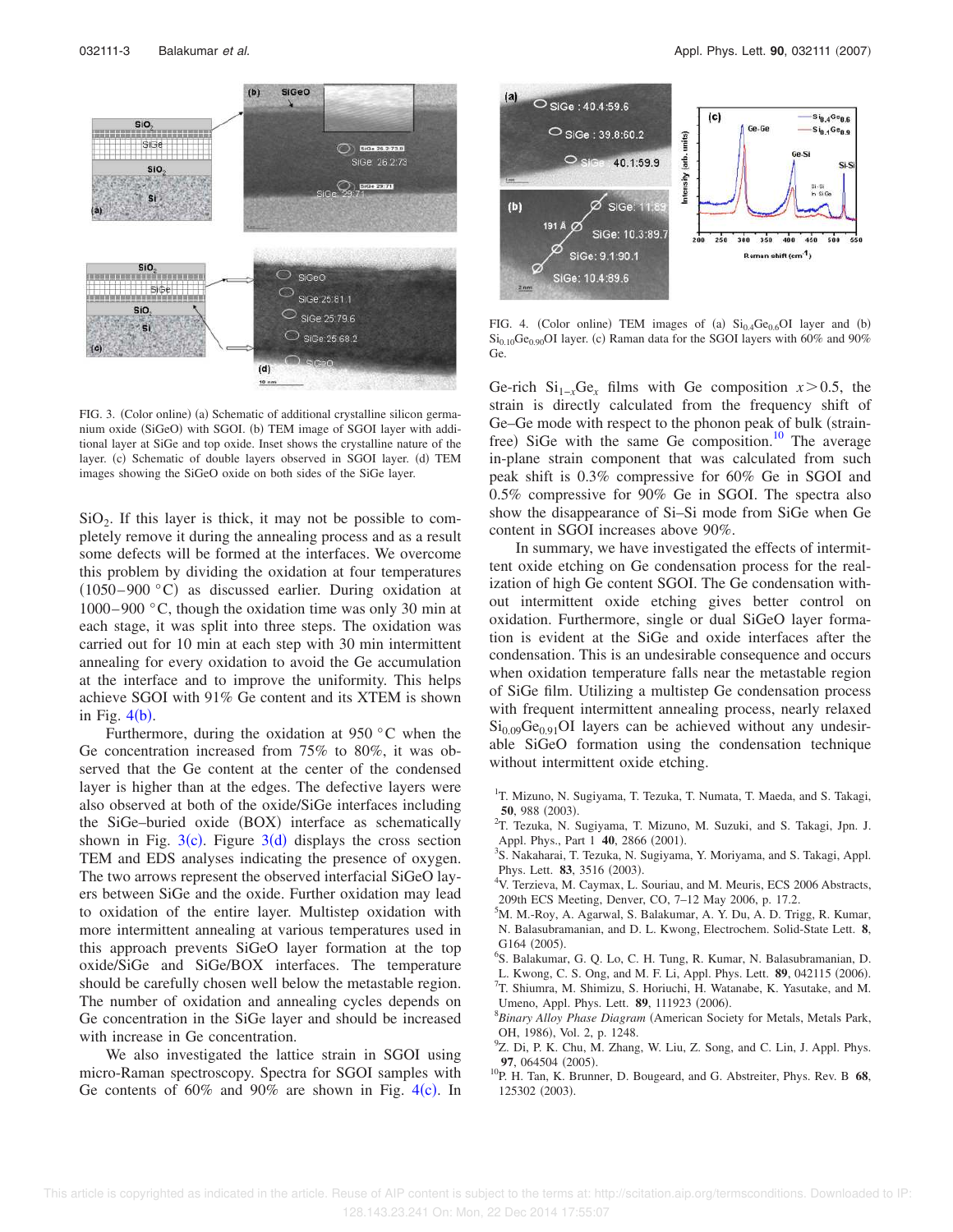SiGeO

SiGe

SiO$_2$

Si

(a)

(b)

SiGe 26.2:73.8

SiGe 29.71

SiO$_2$

SiGe

SiO$_2$

Si

(c)

SiGeO

SiGe:25:81.1

SiGe 25:79.6

SiGe:25:68.2

SiGeO

(d)

10 nm

FIG. 3. (Color online) (a) Schematic of additional crystalline silicon germanium oxide (SiGeO) with SGOI. (b) TEM image of SGOI layer with additional layer at SiGe and top oxide. Inset shows the crystalline nature of the layer. (c) Schematic of double layers observed in SGOI layer. (d) TEM images showing the SiGeO oxide on both sides of the SiGe layer.

$SiO_2$. If this layer is thick, it may not be possible to completely remove it during the annealing process and as a result some defects will be formed at the interfaces. We overcome this problem by dividing the oxidation at four temperatures (1050–900 °C) as discussed earlier. During oxidation at 1000–900 °C, though the oxidation time was only 30 min at each stage, it was split into three steps. The oxidation was carried out for 10 min at each step with 30 min intermittent annealing for every oxidation to avoid the Ge accumulation at the interface and to improve the uniformity. This helps achieve SGOI with 91% Ge content and its XTEM is shown in Fig. 4(b).

Furthermore, during the oxidation at 950 °C when the Ge concentration increased from 75% to 80%, it was observed that the Ge content at the center of the condensed layer is higher than at the edges. The defective layers were also observed at both of the oxide/SiGe interfaces including the SiGe–buried oxide (BOX) interface as schematically shown in Fig. 3(c). Figure 3(d) displays the cross section TEM and EDS analyses indicating the presence of oxygen. The two arrows represent the observed interfacial SiGeO layers between SiGe and the oxide. Further oxidation may lead to oxidation of the entire layer. Multistep oxidation with more intermittent annealing at various temperatures used in this approach prevents SiGeO layer formation at the top oxide/SiGe and SiGe/BOX interfaces. The temperature should be carefully chosen well below the metastable region. The number of oxidation and annealing cycles depends on Ge concentration in the SiGe layer and should be increased with increase in Ge concentration.

We also investigated the lattice strain in SGOI using micro-Raman spectroscopy. Spectra for SGOI samples with Ge contents of 60% and 90% are shown in Fig. 4(c). In

(a)

SiGe : 40.4:59.6

SiGe : 39.8:60.2

SiGe : 40.1:59.9

(b)

SiGe: 11:89

191 Å

SiGe: 10.3:89.7

SiGe: 9.1:90.1

SiGe: 10.4:89.6

2 nm

(c)

Intensity (arb. units)

Ge-Ge

Ge-Si

Si-Si

Si-Si in SiGe

$Si_{0.4}Ge_{0.6}$

$Si_{0.1}Ge_{0.9}$

200 250 300 350 400 450 500 550

Raman shift (cm$^{-1}$)

FIG. 4. (Color online) TEM images of (a) $Si_{0.4}Ge_{0.6}$OI layer and (b) $Si_{0.10}Ge_{0.90}$OI layer. (c) Raman data for the SGOI layers with 60% and 90% Ge.

Ge-rich $Si_{1-x}Ge_x$ films with Ge composition $x>0.5$, the strain is directly calculated from the frequency shift of Ge–Ge mode with respect to the phonon peak of bulk (strain-free) SiGe with the same Ge composition.[10] The average in-plane strain component that was calculated from such peak shift is 0.3% compressive for 60% Ge in SGOI and 0.5% compressive for 90% Ge in SGOI. The spectra also show the disappearance of Si–Si mode from SiGe when Ge content in SGOI increases above 90%.

In summary, we have investigated the effects of intermittent oxide etching on Ge condensation process for the realization of high Ge content SGOI. The Ge condensation without intermittent oxide etching gives better control on oxidation. Furthermore, single or dual SiGeO layer formation is evident at the SiGe and oxide interfaces after the condensation. This is an undesirable consequence and occurs when oxidation temperature falls near the metastable region of SiGe film. Utilizing a multistep Ge condensation process with frequent intermittent annealing process, nearly relaxed $Si_{0.09}Ge_{0.91}$OI layers can be achieved without any undesirable SiGeO formation using the condensation technique without intermittent oxide etching.

[1]T. Mizuno, N. Sugiyama, T. Tezuka, T. Numata, T. Maeda, and S. Takagi, **50**, 988 (2003).

[2]T. Tezuka, N. Sugiyama, T. Mizuno, M. Suzuki, and S. Takagi, Jpn. J. Appl. Phys., Part 1 **40**, 2866 (2001).

[3]S. Nakaharai, T. Tezuka, N. Sugiyama, Y. Moriyama, and S. Takagi, Appl. Phys. Lett. **83**, 3516 (2003).

[4]V. Terzieva, M. Caymax, L. Souriau, and M. Meuris, ECS 2006 Abstracts, 209th ECS Meeting, Denver, CO, 7–12 May 2006, p. 17.2.

[5]M. M.-Roy, A. Agarwal, S. Balakumar, A. Y. Du, A. D. Trigg, R. Kumar, N. Balasubramanian, and D. L. Kwong, Electrochem. Solid-State Lett. **8**, G164 (2005).

[6]S. Balakumar, G. Q. Lo, C. H. Tung, R. Kumar, N. Balasubramanian, D. L. Kwong, C. S. Ong, and M. F. Li, Appl. Phys. Lett. **89**, 042115 (2006).

[7]T. Shiumra, M. Shimizu, S. Horiuchi, H. Watanabe, K. Yasutake, and M. Umeno, Appl. Phys. Lett. **89**, 111923 (2006).

[8]*Binary Alloy Phase Diagram* (American Society for Metals, Metals Park, OH, 1986), Vol. 2, p. 1248.

[9]Z. Di, P. K. Chu, M. Zhang, W. Liu, Z. Song, and C. Lin, J. Appl. Phys. **97**, 064504 (2005).

[10]P. H. Tan, K. Brunner, D. Bougeard, and G. Abstreiter, Phys. Rev. B **68**, 125302 (2003).